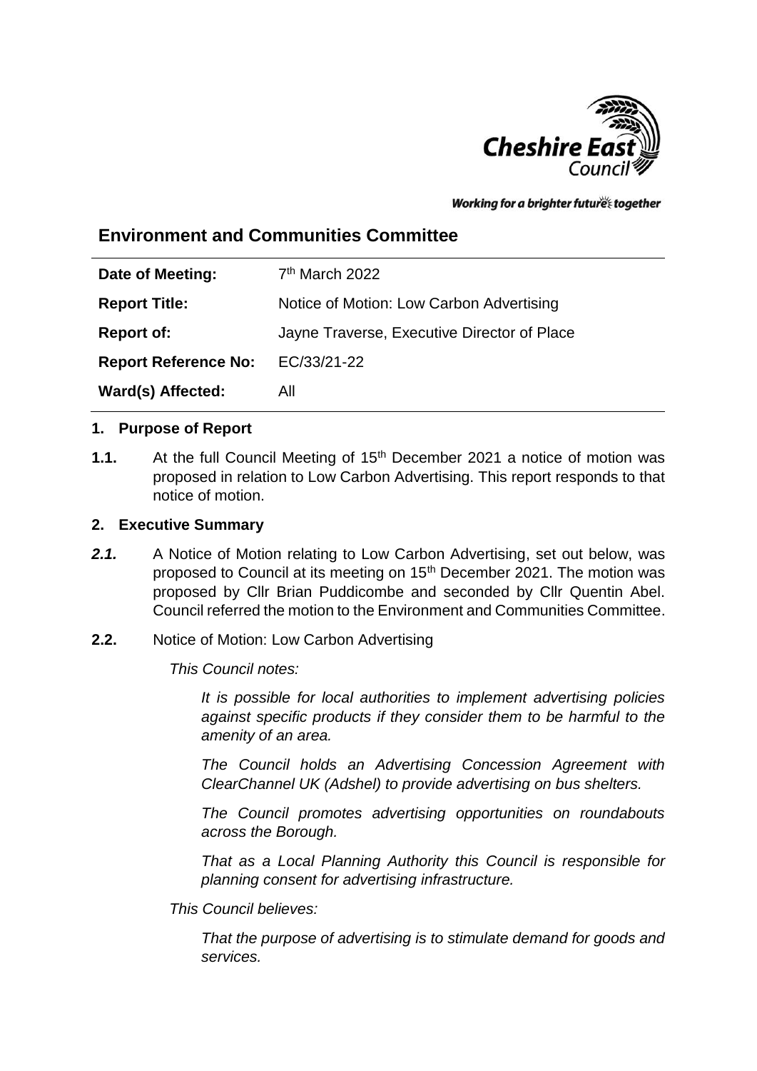Working for a brighter future together

# Environment and Communities Committee

| | |
|---|---|
| **Date of Meeting:** | 7th March 2022 |
| **Report Title:** | Notice of Motion: Low Carbon Advertising |
| **Report of:** | Jayne Traverse, Executive Director of Place |
| **Report Reference No:** | EC/33/21-22 |
| **Ward(s) Affected:** | All |

## 1. Purpose of Report

**1.1.** At the full Council Meeting of 15th December 2021 a notice of motion was proposed in relation to Low Carbon Advertising. This report responds to that notice of motion.

## 2. Executive Summary

***2.1.*** A Notice of Motion relating to Low Carbon Advertising, set out below, was proposed to Council at its meeting on 15th December 2021. The motion was proposed by Cllr Brian Puddicombe and seconded by Cllr Quentin Abel. Council referred the motion to the Environment and Communities Committee.

**2.2.** Notice of Motion: Low Carbon Advertising

*This Council notes:*

*It is possible for local authorities to implement advertising policies against specific products if they consider them to be harmful to the amenity of an area.*

*The Council holds an Advertising Concession Agreement with ClearChannel UK (Adshel) to provide advertising on bus shelters.*

*The Council promotes advertising opportunities on roundabouts across the Borough.*

*That as a Local Planning Authority this Council is responsible for planning consent for advertising infrastructure.*

*This Council believes:*

*That the purpose of advertising is to stimulate demand for goods and services.*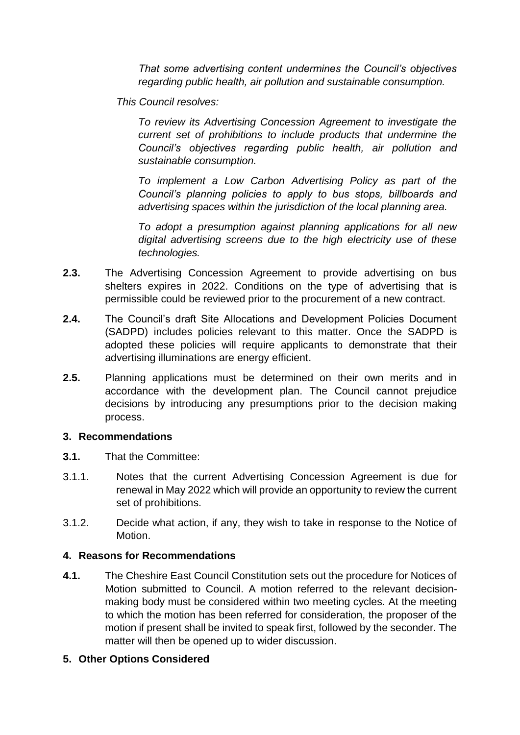*That some advertising content undermines the Council's objectives regarding public health, air pollution and sustainable consumption.*

*This Council resolves:*

*To review its Advertising Concession Agreement to investigate the current set of prohibitions to include products that undermine the Council's objectives regarding public health, air pollution and sustainable consumption.*

*To implement a Low Carbon Advertising Policy as part of the Council's planning policies to apply to bus stops, billboards and advertising spaces within the jurisdiction of the local planning area.*

*To adopt a presumption against planning applications for all new digital advertising screens due to the high electricity use of these technologies.*

**2.3.** The Advertising Concession Agreement to provide advertising on bus shelters expires in 2022. Conditions on the type of advertising that is permissible could be reviewed prior to the procurement of a new contract.

**2.4.** The Council's draft Site Allocations and Development Policies Document (SADPD) includes policies relevant to this matter. Once the SADPD is adopted these policies will require applicants to demonstrate that their advertising illuminations are energy efficient.

**2.5.** Planning applications must be determined on their own merits and in accordance with the development plan. The Council cannot prejudice decisions by introducing any presumptions prior to the decision making process.

## 3. Recommendations

**3.1.** That the Committee:

3.1.1. Notes that the current Advertising Concession Agreement is due for renewal in May 2022 which will provide an opportunity to review the current set of prohibitions.

3.1.2. Decide what action, if any, they wish to take in response to the Notice of Motion.

## 4. Reasons for Recommendations

**4.1.** The Cheshire East Council Constitution sets out the procedure for Notices of Motion submitted to Council. A motion referred to the relevant decision-making body must be considered within two meeting cycles. At the meeting to which the motion has been referred for consideration, the proposer of the motion if present shall be invited to speak first, followed by the seconder. The matter will then be opened up to wider discussion.

## 5. Other Options Considered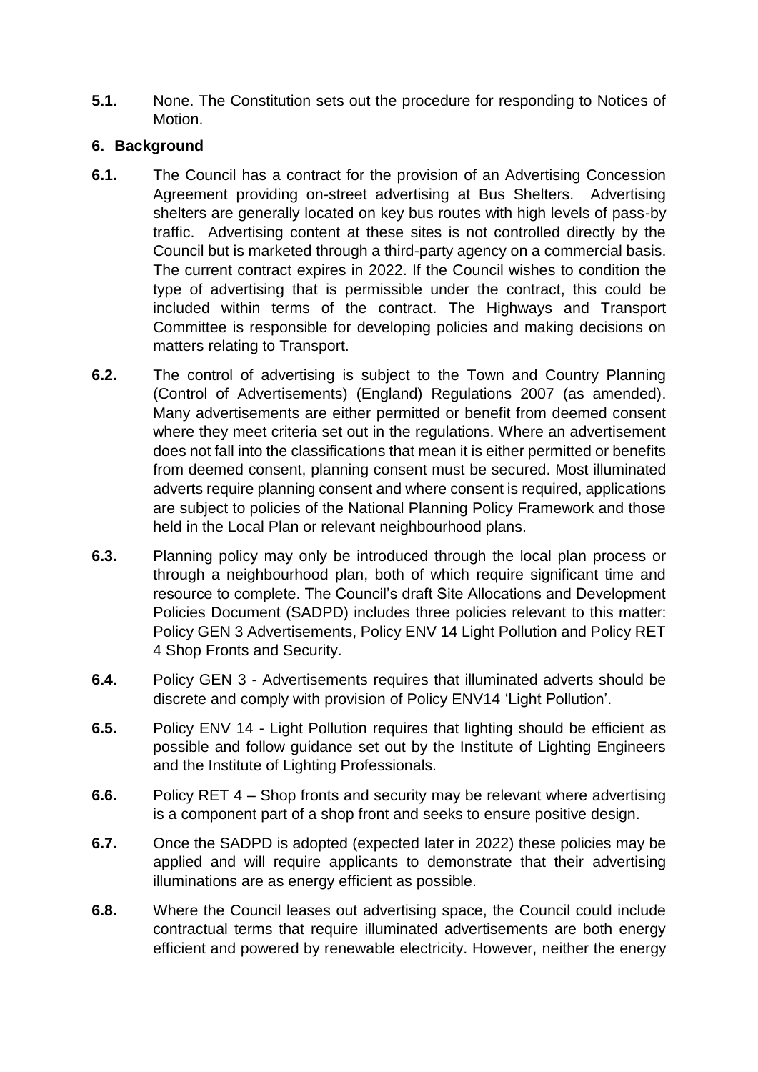**5.1.** None. The Constitution sets out the procedure for responding to Notices of Motion.

## 6. Background

**6.1.** The Council has a contract for the provision of an Advertising Concession Agreement providing on-street advertising at Bus Shelters. Advertising shelters are generally located on key bus routes with high levels of pass-by traffic. Advertising content at these sites is not controlled directly by the Council but is marketed through a third-party agency on a commercial basis. The current contract expires in 2022. If the Council wishes to condition the type of advertising that is permissible under the contract, this could be included within terms of the contract. The Highways and Transport Committee is responsible for developing policies and making decisions on matters relating to Transport.

**6.2.** The control of advertising is subject to the Town and Country Planning (Control of Advertisements) (England) Regulations 2007 (as amended). Many advertisements are either permitted or benefit from deemed consent where they meet criteria set out in the regulations. Where an advertisement does not fall into the classifications that mean it is either permitted or benefits from deemed consent, planning consent must be secured. Most illuminated adverts require planning consent and where consent is required, applications are subject to policies of the National Planning Policy Framework and those held in the Local Plan or relevant neighbourhood plans.

**6.3.** Planning policy may only be introduced through the local plan process or through a neighbourhood plan, both of which require significant time and resource to complete. The Council's draft Site Allocations and Development Policies Document (SADPD) includes three policies relevant to this matter: Policy GEN 3 Advertisements, Policy ENV 14 Light Pollution and Policy RET 4 Shop Fronts and Security.

**6.4.** Policy GEN 3 - Advertisements requires that illuminated adverts should be discrete and comply with provision of Policy ENV14 'Light Pollution'.

**6.5.** Policy ENV 14 - Light Pollution requires that lighting should be efficient as possible and follow guidance set out by the Institute of Lighting Engineers and the Institute of Lighting Professionals.

**6.6.** Policy RET 4 – Shop fronts and security may be relevant where advertising is a component part of a shop front and seeks to ensure positive design.

**6.7.** Once the SADPD is adopted (expected later in 2022) these policies may be applied and will require applicants to demonstrate that their advertising illuminations are as energy efficient as possible.

**6.8.** Where the Council leases out advertising space, the Council could include contractual terms that require illuminated advertisements are both energy efficient and powered by renewable electricity. However, neither the energy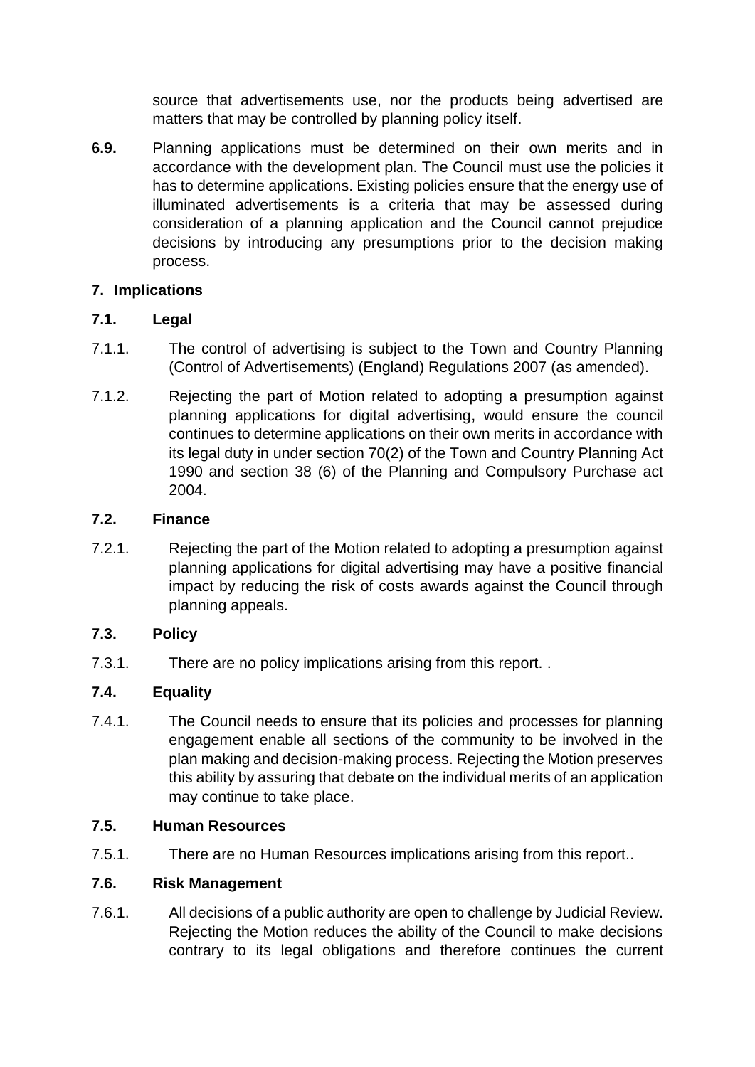source that advertisements use, nor the products being advertised are matters that may be controlled by planning policy itself.

**6.9.** Planning applications must be determined on their own merits and in accordance with the development plan. The Council must use the policies it has to determine applications. Existing policies ensure that the energy use of illuminated advertisements is a criteria that may be assessed during consideration of a planning application and the Council cannot prejudice decisions by introducing any presumptions prior to the decision making process.

## 7. Implications

### 7.1. Legal

7.1.1. The control of advertising is subject to the Town and Country Planning (Control of Advertisements) (England) Regulations 2007 (as amended).

7.1.2. Rejecting the part of Motion related to adopting a presumption against planning applications for digital advertising, would ensure the council continues to determine applications on their own merits in accordance with its legal duty in under section 70(2) of the Town and Country Planning Act 1990 and section 38 (6) of the Planning and Compulsory Purchase act 2004.

### 7.2. Finance

7.2.1. Rejecting the part of the Motion related to adopting a presumption against planning applications for digital advertising may have a positive financial impact by reducing the risk of costs awards against the Council through planning appeals.

### 7.3. Policy

7.3.1. There are no policy implications arising from this report. .

### 7.4. Equality

7.4.1. The Council needs to ensure that its policies and processes for planning engagement enable all sections of the community to be involved in the plan making and decision-making process. Rejecting the Motion preserves this ability by assuring that debate on the individual merits of an application may continue to take place.

### 7.5. Human Resources

7.5.1. There are no Human Resources implications arising from this report..

### 7.6. Risk Management

7.6.1. All decisions of a public authority are open to challenge by Judicial Review. Rejecting the Motion reduces the ability of the Council to make decisions contrary to its legal obligations and therefore continues the current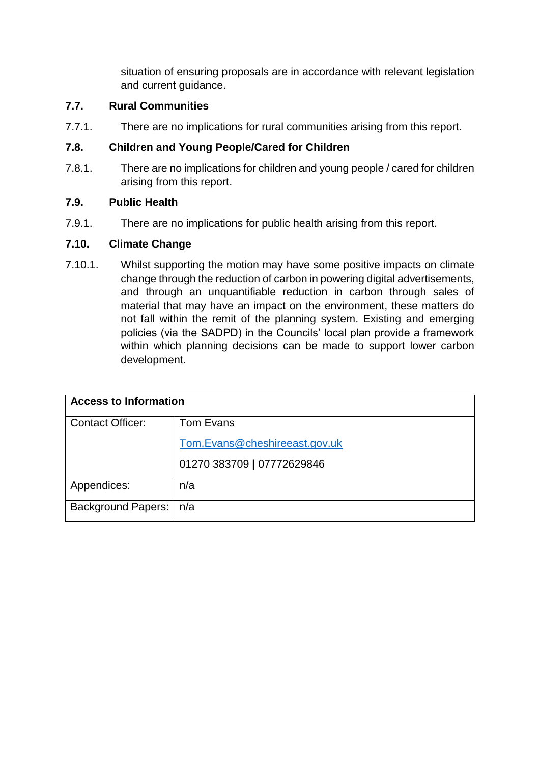situation of ensuring proposals are in accordance with relevant legislation and current guidance.

### 7.7. Rural Communities

7.7.1. There are no implications for rural communities arising from this report.

### 7.8. Children and Young People/Cared for Children

7.8.1. There are no implications for children and young people / cared for children arising from this report.

### 7.9. Public Health

7.9.1. There are no implications for public health arising from this report.

### 7.10. Climate Change

7.10.1. Whilst supporting the motion may have some positive impacts on climate change through the reduction of carbon in powering digital advertisements, and through an unquantifiable reduction in carbon through sales of material that may have an impact on the environment, these matters do not fall within the remit of the planning system. Existing and emerging policies (via the SADPD) in the Councils' local plan provide a framework within which planning decisions can be made to support lower carbon development.

| **Access to Information** | |
|---|---|
| Contact Officer: | Tom Evans<br>Tom.Evans@cheshireeast.gov.uk<br>01270 383709 **\|** 07772629846 |
| Appendices: | n/a |
| Background Papers: | n/a |